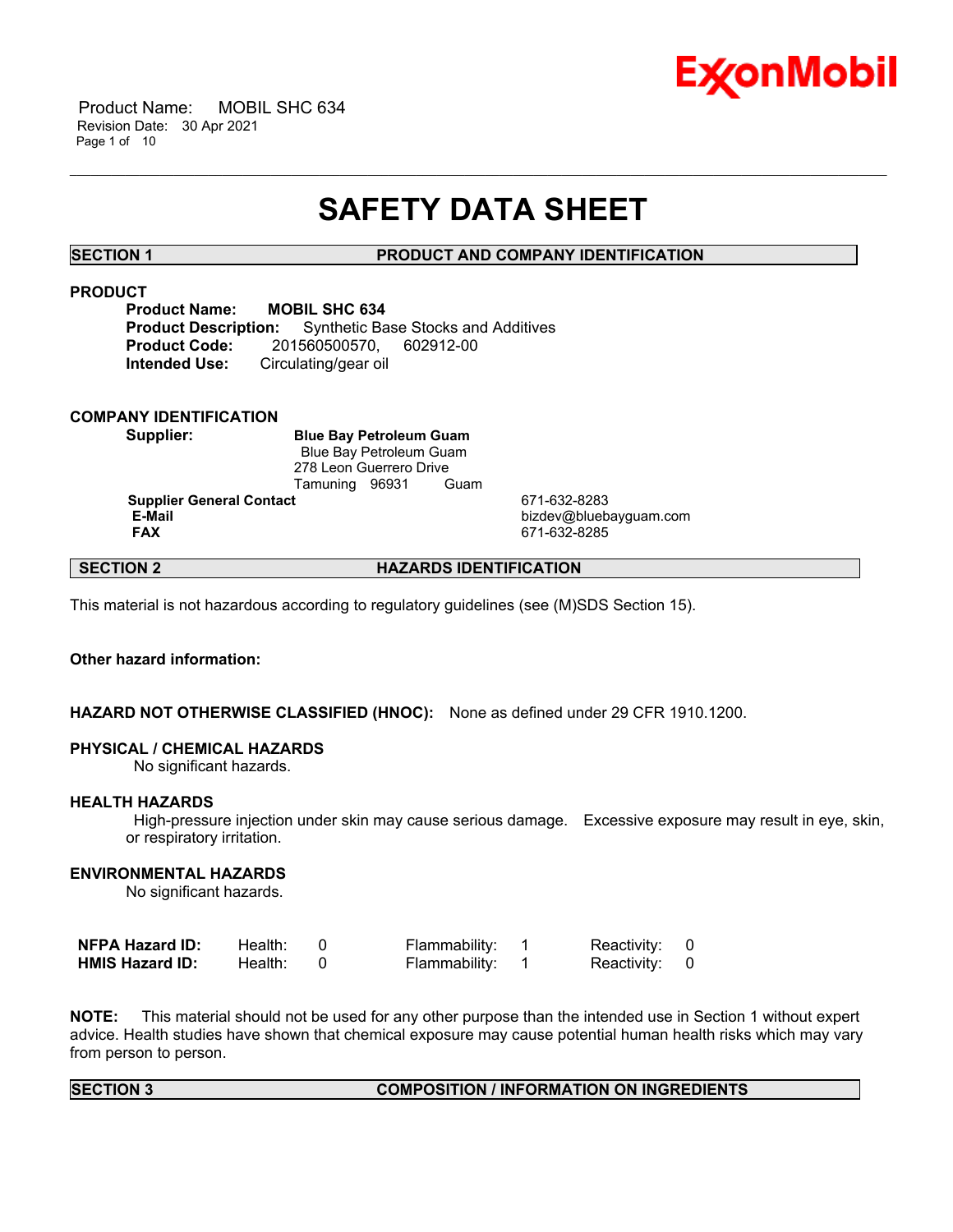# SAFETY DATA SHEET

## SECTION 1 PRODUCT AND COMPANY IDENTIFICATION

### PRODUCT

**Product Name:** **MOBIL SHC 634**
**Product Description:** Synthetic Base Stocks and Additives
**Product Code:** 201560500570, 602912-00
**Intended Use:** Circulating/gear oil

### COMPANY IDENTIFICATION

**Supplier:** **Blue Bay Petroleum Guam**
Blue Bay Petroleum Guam
278 Leon Guerrero Drive
Tamuning 96931 Guam

| | |
|---|---|
| **Supplier General Contact** | 671-632-8283 |
| **E-Mail** | bizdev@bluebayguam.com |
| **FAX** | 671-632-8285 |

## SECTION 2 HAZARDS IDENTIFICATION

This material is not hazardous according to regulatory guidelines (see (M)SDS Section 15).

**Other hazard information:**

**HAZARD NOT OTHERWISE CLASSIFIED (HNOC):** None as defined under 29 CFR 1910.1200.

**PHYSICAL / CHEMICAL HAZARDS**

No significant hazards.

**HEALTH HAZARDS**

High-pressure injection under skin may cause serious damage. Excessive exposure may result in eye, skin, or respiratory irritation.

**ENVIRONMENTAL HAZARDS**

No significant hazards.

| | | | | | | |
|---|---|---|---|---|---|---|
| **NFPA Hazard ID:** | Health: | 0 | Flammability: | 1 | Reactivity: | 0 |
| **HMIS Hazard ID:** | Health: | 0 | Flammability: | 1 | Reactivity: | 0 |

**NOTE:** This material should not be used for any other purpose than the intended use in Section 1 without expert advice. Health studies have shown that chemical exposure may cause potential human health risks which may vary from person to person.

## SECTION 3 COMPOSITION / INFORMATION ON INGREDIENTS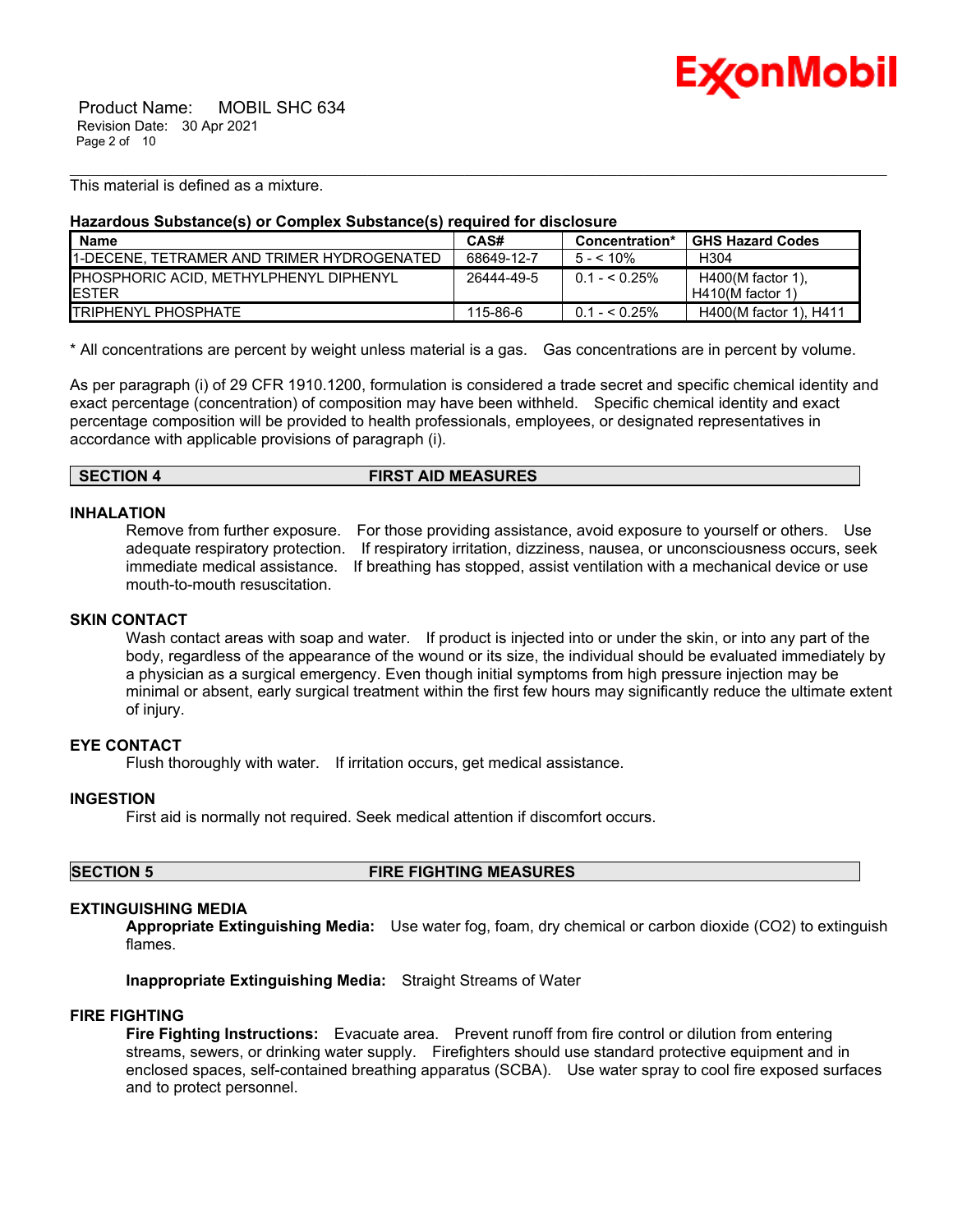This material is defined as a mixture.

**Hazardous Substance(s) or Complex Substance(s) required for disclosure**

| Name | CAS# | Concentration* | GHS Hazard Codes |
|---|---|---|---|
| 1-DECENE, TETRAMER AND TRIMER HYDROGENATED | 68649-12-7 | 5 - < 10% | H304 |
| PHOSPHORIC ACID, METHYLPHENYL DIPHENYL ESTER | 26444-49-5 | 0.1 - < 0.25% | H400(M factor 1), H410(M factor 1) |
| TRIPHENYL PHOSPHATE | 115-86-6 | 0.1 - < 0.25% | H400(M factor 1), H411 |

* All concentrations are percent by weight unless material is a gas. Gas concentrations are in percent by volume.

As per paragraph (i) of 29 CFR 1910.1200, formulation is considered a trade secret and specific chemical identity and exact percentage (concentration) of composition may have been withheld. Specific chemical identity and exact percentage composition will be provided to health professionals, employees, or designated representatives in accordance with applicable provisions of paragraph (i).

## SECTION 4 FIRST AID MEASURES

### INHALATION

Remove from further exposure. For those providing assistance, avoid exposure to yourself or others. Use adequate respiratory protection. If respiratory irritation, dizziness, nausea, or unconsciousness occurs, seek immediate medical assistance. If breathing has stopped, assist ventilation with a mechanical device or use mouth-to-mouth resuscitation.

### SKIN CONTACT

Wash contact areas with soap and water. If product is injected into or under the skin, or into any part of the body, regardless of the appearance of the wound or its size, the individual should be evaluated immediately by a physician as a surgical emergency. Even though initial symptoms from high pressure injection may be minimal or absent, early surgical treatment within the first few hours may significantly reduce the ultimate extent of injury.

### EYE CONTACT

Flush thoroughly with water. If irritation occurs, get medical assistance.

### INGESTION

First aid is normally not required. Seek medical attention if discomfort occurs.

## SECTION 5 FIRE FIGHTING MEASURES

### EXTINGUISHING MEDIA

**Appropriate Extinguishing Media:** Use water fog, foam, dry chemical or carbon dioxide ($CO_2$) to extinguish flames.

**Inappropriate Extinguishing Media:** Straight Streams of Water

### FIRE FIGHTING

**Fire Fighting Instructions:** Evacuate area. Prevent runoff from fire control or dilution from entering streams, sewers, or drinking water supply. Firefighters should use standard protective equipment and in enclosed spaces, self-contained breathing apparatus (SCBA). Use water spray to cool fire exposed surfaces and to protect personnel.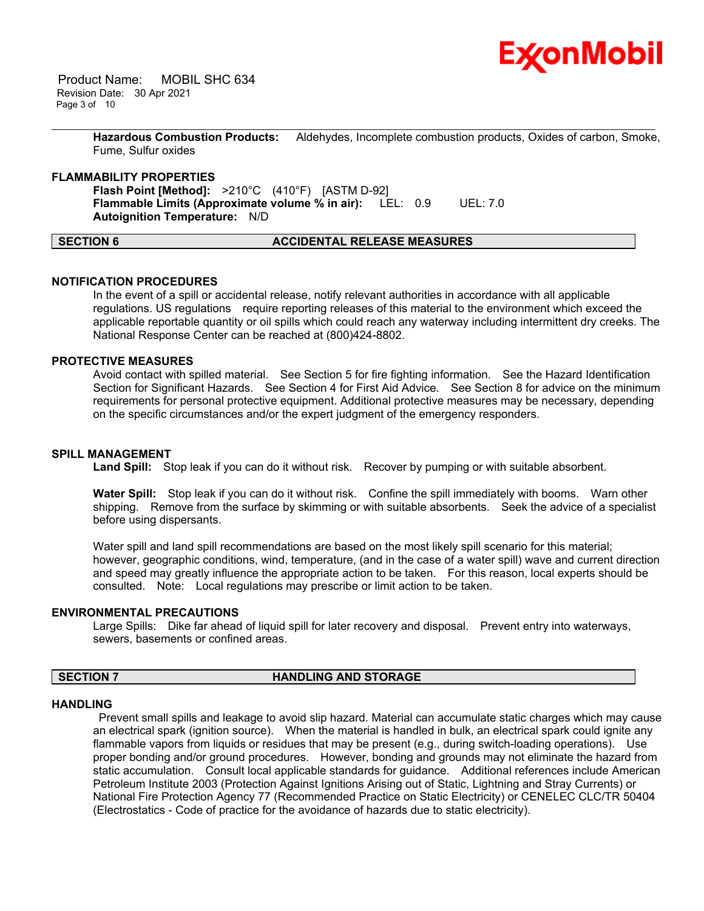**Hazardous Combustion Products:** Aldehydes, Incomplete combustion products, Oxides of carbon, Smoke, Fume, Sulfur oxides

### FLAMMABILITY PROPERTIES

**Flash Point [Method]:** >210°C (410°F) [ASTM D-92]
**Flammable Limits (Approximate volume % in air):** LEL: 0.9 UEL: 7.0
**Autoignition Temperature:** N/D

## SECTION 6 ACCIDENTAL RELEASE MEASURES

### NOTIFICATION PROCEDURES

In the event of a spill or accidental release, notify relevant authorities in accordance with all applicable regulations. US regulations require reporting releases of this material to the environment which exceed the applicable reportable quantity or oil spills which could reach any waterway including intermittent dry creeks. The National Response Center can be reached at (800)424-8802.

### PROTECTIVE MEASURES

Avoid contact with spilled material. See Section 5 for fire fighting information. See the Hazard Identification Section for Significant Hazards. See Section 4 for First Aid Advice. See Section 8 for advice on the minimum requirements for personal protective equipment. Additional protective measures may be necessary, depending on the specific circumstances and/or the expert judgment of the emergency responders.

### SPILL MANAGEMENT

**Land Spill:** Stop leak if you can do it without risk. Recover by pumping or with suitable absorbent.

**Water Spill:** Stop leak if you can do it without risk. Confine the spill immediately with booms. Warn other shipping. Remove from the surface by skimming or with suitable absorbents. Seek the advice of a specialist before using dispersants.

Water spill and land spill recommendations are based on the most likely spill scenario for this material; however, geographic conditions, wind, temperature, (and in the case of a water spill) wave and current direction and speed may greatly influence the appropriate action to be taken. For this reason, local experts should be consulted. Note: Local regulations may prescribe or limit action to be taken.

### ENVIRONMENTAL PRECAUTIONS

Large Spills: Dike far ahead of liquid spill for later recovery and disposal. Prevent entry into waterways, sewers, basements or confined areas.

## SECTION 7 HANDLING AND STORAGE

### HANDLING

Prevent small spills and leakage to avoid slip hazard. Material can accumulate static charges which may cause an electrical spark (ignition source). When the material is handled in bulk, an electrical spark could ignite any flammable vapors from liquids or residues that may be present (e.g., during switch-loading operations). Use proper bonding and/or ground procedures. However, bonding and grounds may not eliminate the hazard from static accumulation. Consult local applicable standards for guidance. Additional references include American Petroleum Institute 2003 (Protection Against Ignitions Arising out of Static, Lightning and Stray Currents) or National Fire Protection Agency 77 (Recommended Practice on Static Electricity) or CENELEC CLC/TR 50404 (Electrostatics - Code of practice for the avoidance of hazards due to static electricity).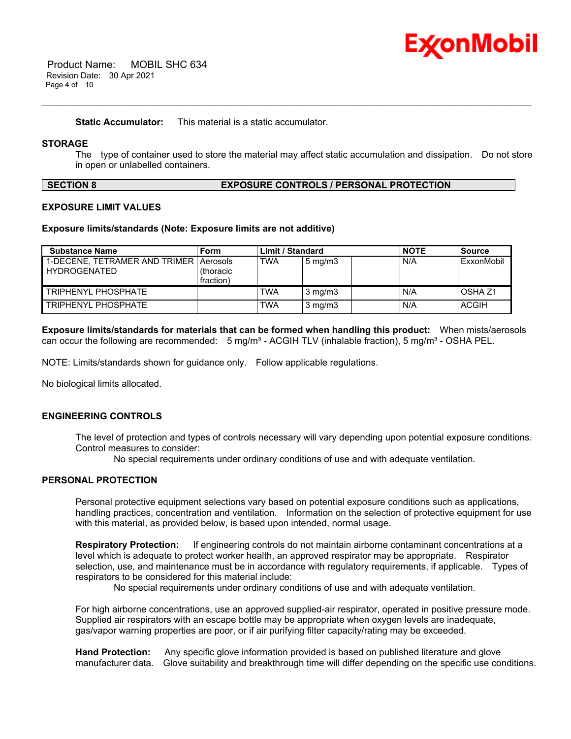**Static Accumulator:** This material is a static accumulator.

## STORAGE

The type of container used to store the material may affect static accumulation and dissipation. Do not store in open or unlabelled containers.

## SECTION 8 EXPOSURE CONTROLS / PERSONAL PROTECTION

### EXPOSURE LIMIT VALUES

**Exposure limits/standards (Note: Exposure limits are not additive)**

| Substance Name | Form | Limit / Standard | | | NOTE | Source |
|---|---|---|---|---|---|---|
| 1-DECENE, TETRAMER AND TRIMER HYDROGENATED | Aerosols (thoracic fraction) | TWA | 5 mg/m3 | | N/A | ExxonMobil |
| TRIPHENYL PHOSPHATE | | TWA | 3 mg/m3 | | N/A | OSHA Z1 |
| TRIPHENYL PHOSPHATE | | TWA | 3 mg/m3 | | N/A | ACGIH |

**Exposure limits/standards for materials that can be formed when handling this product:** When mists/aerosols can occur the following are recommended: 5 mg/m³ - ACGIH TLV (inhalable fraction), 5 mg/m³ - OSHA PEL.

NOTE: Limits/standards shown for guidance only. Follow applicable regulations.

No biological limits allocated.

### ENGINEERING CONTROLS

The level of protection and types of controls necessary will vary depending upon potential exposure conditions. Control measures to consider:

No special requirements under ordinary conditions of use and with adequate ventilation.

### PERSONAL PROTECTION

Personal protective equipment selections vary based on potential exposure conditions such as applications, handling practices, concentration and ventilation. Information on the selection of protective equipment for use with this material, as provided below, is based upon intended, normal usage.

**Respiratory Protection:** If engineering controls do not maintain airborne contaminant concentrations at a level which is adequate to protect worker health, an approved respirator may be appropriate. Respirator selection, use, and maintenance must be in accordance with regulatory requirements, if applicable. Types of respirators to be considered for this material include:

No special requirements under ordinary conditions of use and with adequate ventilation.

For high airborne concentrations, use an approved supplied-air respirator, operated in positive pressure mode. Supplied air respirators with an escape bottle may be appropriate when oxygen levels are inadequate, gas/vapor warning properties are poor, or if air purifying filter capacity/rating may be exceeded.

**Hand Protection:** Any specific glove information provided is based on published literature and glove manufacturer data. Glove suitability and breakthrough time will differ depending on the specific use conditions.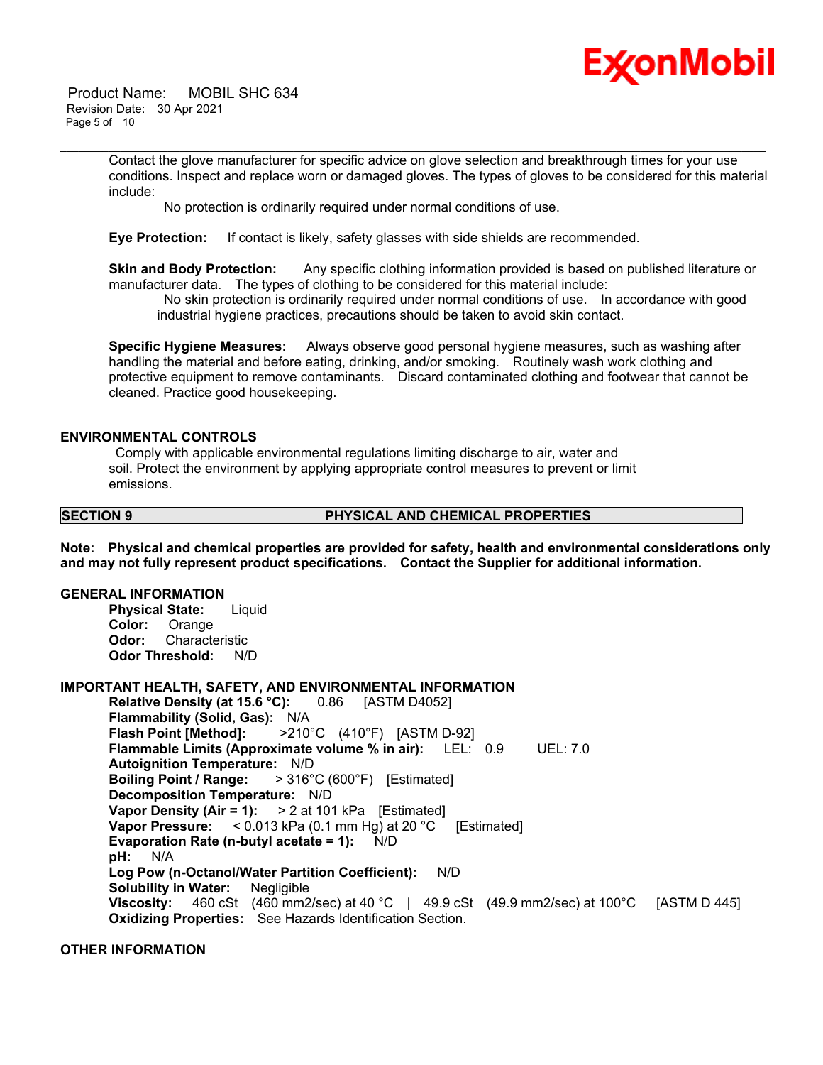Contact the glove manufacturer for specific advice on glove selection and breakthrough times for your use conditions. Inspect and replace worn or damaged gloves. The types of gloves to be considered for this material include:

No protection is ordinarily required under normal conditions of use.

**Eye Protection:** If contact is likely, safety glasses with side shields are recommended.

**Skin and Body Protection:** Any specific clothing information provided is based on published literature or manufacturer data. The types of clothing to be considered for this material include:

No skin protection is ordinarily required under normal conditions of use. In accordance with good industrial hygiene practices, precautions should be taken to avoid skin contact.

**Specific Hygiene Measures:** Always observe good personal hygiene measures, such as washing after handling the material and before eating, drinking, and/or smoking. Routinely wash work clothing and protective equipment to remove contaminants. Discard contaminated clothing and footwear that cannot be cleaned. Practice good housekeeping.

### ENVIRONMENTAL CONTROLS

Comply with applicable environmental regulations limiting discharge to air, water and soil. Protect the environment by applying appropriate control measures to prevent or limit emissions.

## SECTION 9 PHYSICAL AND CHEMICAL PROPERTIES

**Note: Physical and chemical properties are provided for safety, health and environmental considerations only and may not fully represent product specifications. Contact the Supplier for additional information.**

### GENERAL INFORMATION

**Physical State:** Liquid
**Color:** Orange
**Odor:** Characteristic
**Odor Threshold:** N/D

### IMPORTANT HEALTH, SAFETY, AND ENVIRONMENTAL INFORMATION

**Relative Density (at 15.6 °C):** 0.86 [ASTM D4052]
**Flammability (Solid, Gas):** N/A
**Flash Point [Method]:** >210°C (410°F) [ASTM D-92]
**Flammable Limits (Approximate volume % in air):** LEL: 0.9 UEL: 7.0
**Autoignition Temperature:** N/D
**Boiling Point / Range:** > 316°C (600°F) [Estimated]
**Decomposition Temperature:** N/D
**Vapor Density (Air = 1):** > 2 at 101 kPa [Estimated]
**Vapor Pressure:** < 0.013 kPa (0.1 mm Hg) at 20 °C [Estimated]
**Evaporation Rate (n-butyl acetate = 1):** N/D
**pH:** N/A
**Log Pow (n-Octanol/Water Partition Coefficient):** N/D
**Solubility in Water:** Negligible
**Viscosity:** 460 cSt (460 mm2/sec) at 40 °C | 49.9 cSt (49.9 mm2/sec) at 100°C [ASTM D 445]
**Oxidizing Properties:** See Hazards Identification Section.

### OTHER INFORMATION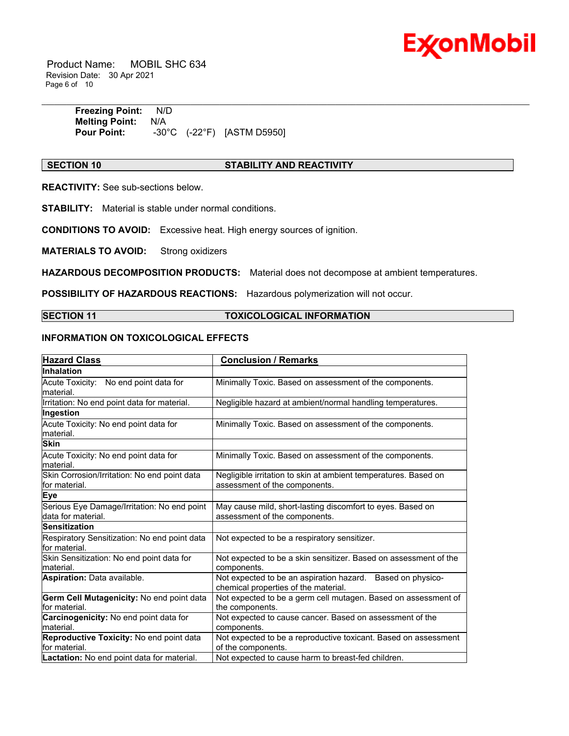**Freezing Point:** N/D
**Melting Point:** N/A
**Pour Point:** -30°C (-22°F) [ASTM D5950]

## SECTION 10 STABILITY AND REACTIVITY

**REACTIVITY:** See sub-sections below.

**STABILITY:** Material is stable under normal conditions.

**CONDITIONS TO AVOID:** Excessive heat. High energy sources of ignition.

**MATERIALS TO AVOID:** Strong oxidizers

**HAZARDOUS DECOMPOSITION PRODUCTS:** Material does not decompose at ambient temperatures.

**POSSIBILITY OF HAZARDOUS REACTIONS:** Hazardous polymerization will not occur.

## SECTION 11 TOXICOLOGICAL INFORMATION

### INFORMATION ON TOXICOLOGICAL EFFECTS

| Hazard Class | Conclusion / Remarks |
|---|---|
| **Inhalation** | |
| Acute Toxicity: No end point data for material. | Minimally Toxic. Based on assessment of the components. |
| Irritation: No end point data for material. | Negligible hazard at ambient/normal handling temperatures. |
| **Ingestion** | |
| Acute Toxicity: No end point data for material. | Minimally Toxic. Based on assessment of the components. |
| **Skin** | |
| Acute Toxicity: No end point data for material. | Minimally Toxic. Based on assessment of the components. |
| Skin Corrosion/Irritation: No end point data for material. | Negligible irritation to skin at ambient temperatures. Based on assessment of the components. |
| **Eye** | |
| Serious Eye Damage/Irritation: No end point data for material. | May cause mild, short-lasting discomfort to eyes. Based on assessment of the components. |
| **Sensitization** | |
| Respiratory Sensitization: No end point data for material. | Not expected to be a respiratory sensitizer. |
| Skin Sensitization: No end point data for material. | Not expected to be a skin sensitizer. Based on assessment of the components. |
| **Aspiration:** Data available. | Not expected to be an aspiration hazard. Based on physico-chemical properties of the material. |
| **Germ Cell Mutagenicity:** No end point data for material. | Not expected to be a germ cell mutagen. Based on assessment of the components. |
| **Carcinogenicity:** No end point data for material. | Not expected to cause cancer. Based on assessment of the components. |
| **Reproductive Toxicity:** No end point data for material. | Not expected to be a reproductive toxicant. Based on assessment of the components. |
| **Lactation:** No end point data for material. | Not expected to cause harm to breast-fed children. |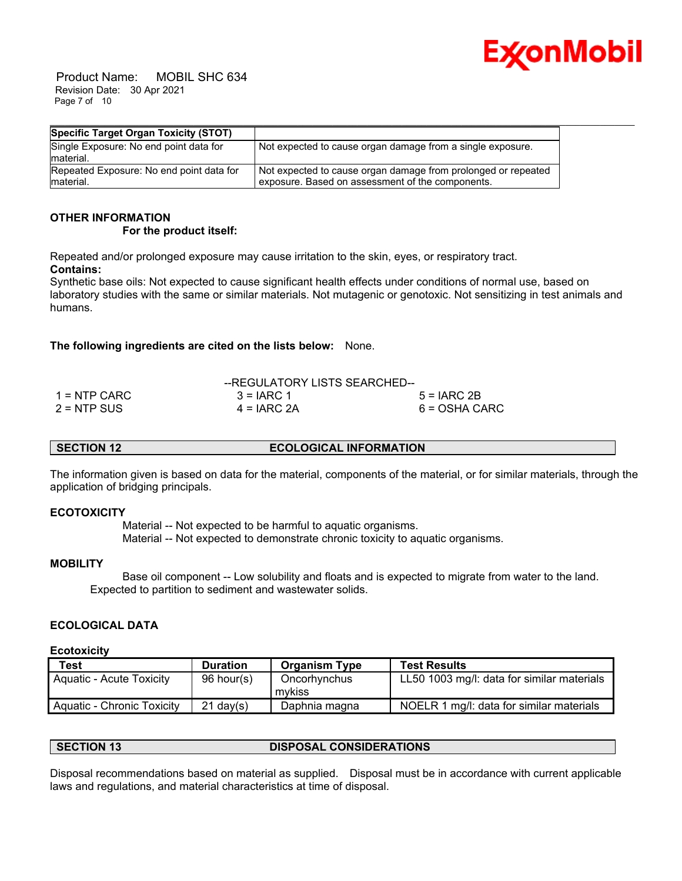| Specific Target Organ Toxicity (STOT) | |
|---|---|
| Single Exposure: No end point data for material. | Not expected to cause organ damage from a single exposure. |
| Repeated Exposure: No end point data for material. | Not expected to cause organ damage from prolonged or repeated exposure. Based on assessment of the components. |

**OTHER INFORMATION**

**For the product itself:**

Repeated and/or prolonged exposure may cause irritation to the skin, eyes, or respiratory tract.

**Contains:**

Synthetic base oils: Not expected to cause significant health effects under conditions of normal use, based on laboratory studies with the same or similar materials. Not mutagenic or genotoxic. Not sensitizing in test animals and humans.

**The following ingredients are cited on the lists below:** None.

--REGULATORY LISTS SEARCHED--

| | | |
|---|---|---|
| 1 = NTP CARC | 3 = IARC 1 | 5 = IARC 2B |
| 2 = NTP SUS | 4 = IARC 2A | 6 = OSHA CARC |

## SECTION 12 ECOLOGICAL INFORMATION

The information given is based on data for the material, components of the material, or for similar materials, through the application of bridging principals.

**ECOTOXICITY**

Material -- Not expected to be harmful to aquatic organisms.
Material -- Not expected to demonstrate chronic toxicity to aquatic organisms.

**MOBILITY**

Base oil component -- Low solubility and floats and is expected to migrate from water to the land. Expected to partition to sediment and wastewater solids.

**ECOLOGICAL DATA**

**Ecotoxicity**

| Test | Duration | Organism Type | Test Results |
|---|---|---|---|
| Aquatic - Acute Toxicity | 96 hour(s) | Oncorhynchus mykiss | LL50 1003 mg/l: data for similar materials |
| Aquatic - Chronic Toxicity | 21 day(s) | Daphnia magna | NOELR 1 mg/l: data for similar materials |

## SECTION 13 DISPOSAL CONSIDERATIONS

Disposal recommendations based on material as supplied. Disposal must be in accordance with current applicable laws and regulations, and material characteristics at time of disposal.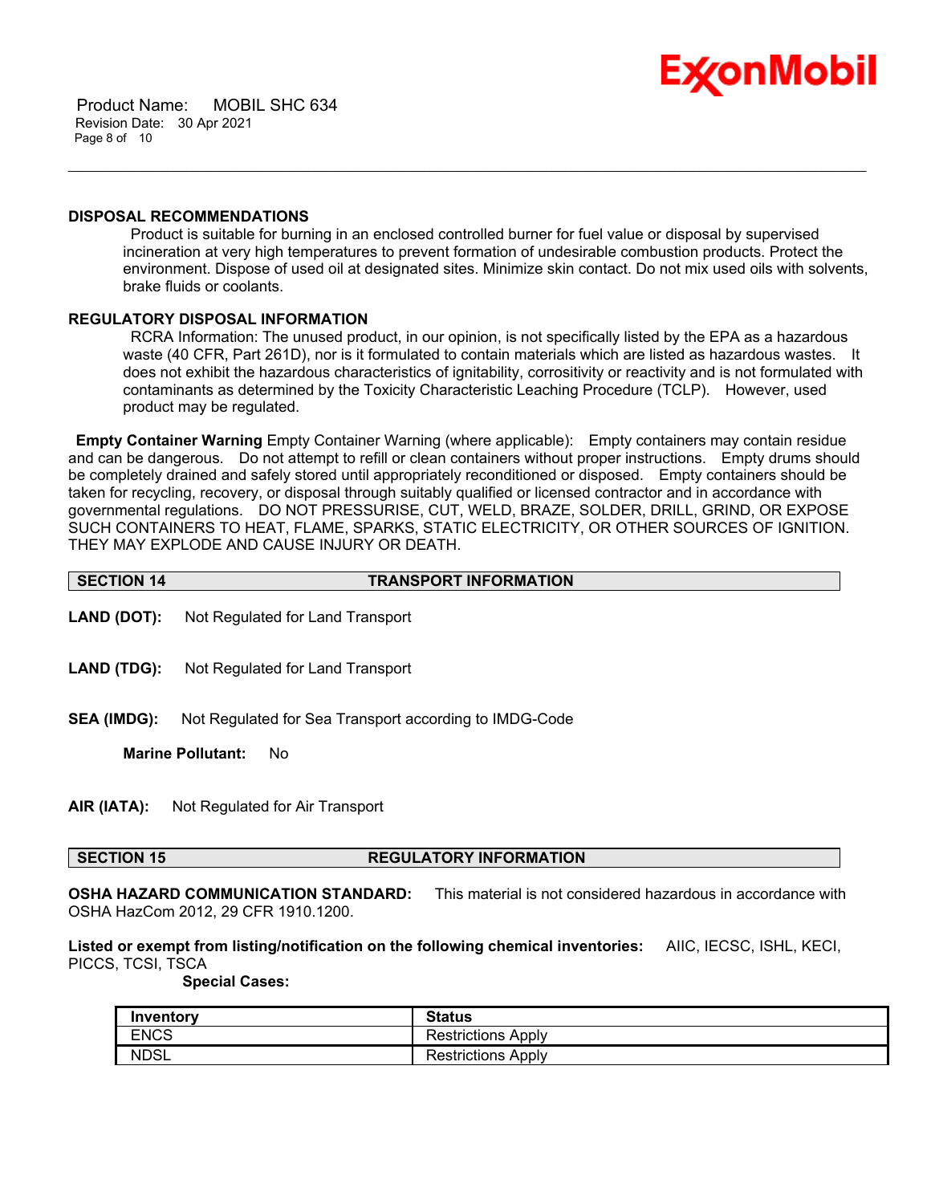### DISPOSAL RECOMMENDATIONS

Product is suitable for burning in an enclosed controlled burner for fuel value or disposal by supervised incineration at very high temperatures to prevent formation of undesirable combustion products. Protect the environment. Dispose of used oil at designated sites. Minimize skin contact. Do not mix used oils with solvents, brake fluids or coolants.

### REGULATORY DISPOSAL INFORMATION

RCRA Information: The unused product, in our opinion, is not specifically listed by the EPA as a hazardous waste (40 CFR, Part 261D), nor is it formulated to contain materials which are listed as hazardous wastes. It does not exhibit the hazardous characteristics of ignitability, corrositivity or reactivity and is not formulated with contaminants as determined by the Toxicity Characteristic Leaching Procedure (TCLP). However, used product may be regulated.

**Empty Container Warning** Empty Container Warning (where applicable): Empty containers may contain residue and can be dangerous. Do not attempt to refill or clean containers without proper instructions. Empty drums should be completely drained and safely stored until appropriately reconditioned or disposed. Empty containers should be taken for recycling, recovery, or disposal through suitably qualified or licensed contractor and in accordance with governmental regulations. DO NOT PRESSURISE, CUT, WELD, BRAZE, SOLDER, DRILL, GRIND, OR EXPOSE SUCH CONTAINERS TO HEAT, FLAME, SPARKS, STATIC ELECTRICITY, OR OTHER SOURCES OF IGNITION. THEY MAY EXPLODE AND CAUSE INJURY OR DEATH.

## SECTION 14 TRANSPORT INFORMATION

**LAND (DOT):** Not Regulated for Land Transport

**LAND (TDG):** Not Regulated for Land Transport

**SEA (IMDG):** Not Regulated for Sea Transport according to IMDG-Code

**Marine Pollutant:** No

**AIR (IATA):** Not Regulated for Air Transport

## SECTION 15 REGULATORY INFORMATION

**OSHA HAZARD COMMUNICATION STANDARD:** This material is not considered hazardous in accordance with OSHA HazCom 2012, 29 CFR 1910.1200.

**Listed or exempt from listing/notification on the following chemical inventories:** AIIC, IECSC, ISHL, KECI, PICCS, TCSI, TSCA

**Special Cases:**

| Inventory | Status |
|---|---|
| ENCS | Restrictions Apply |
| NDSL | Restrictions Apply |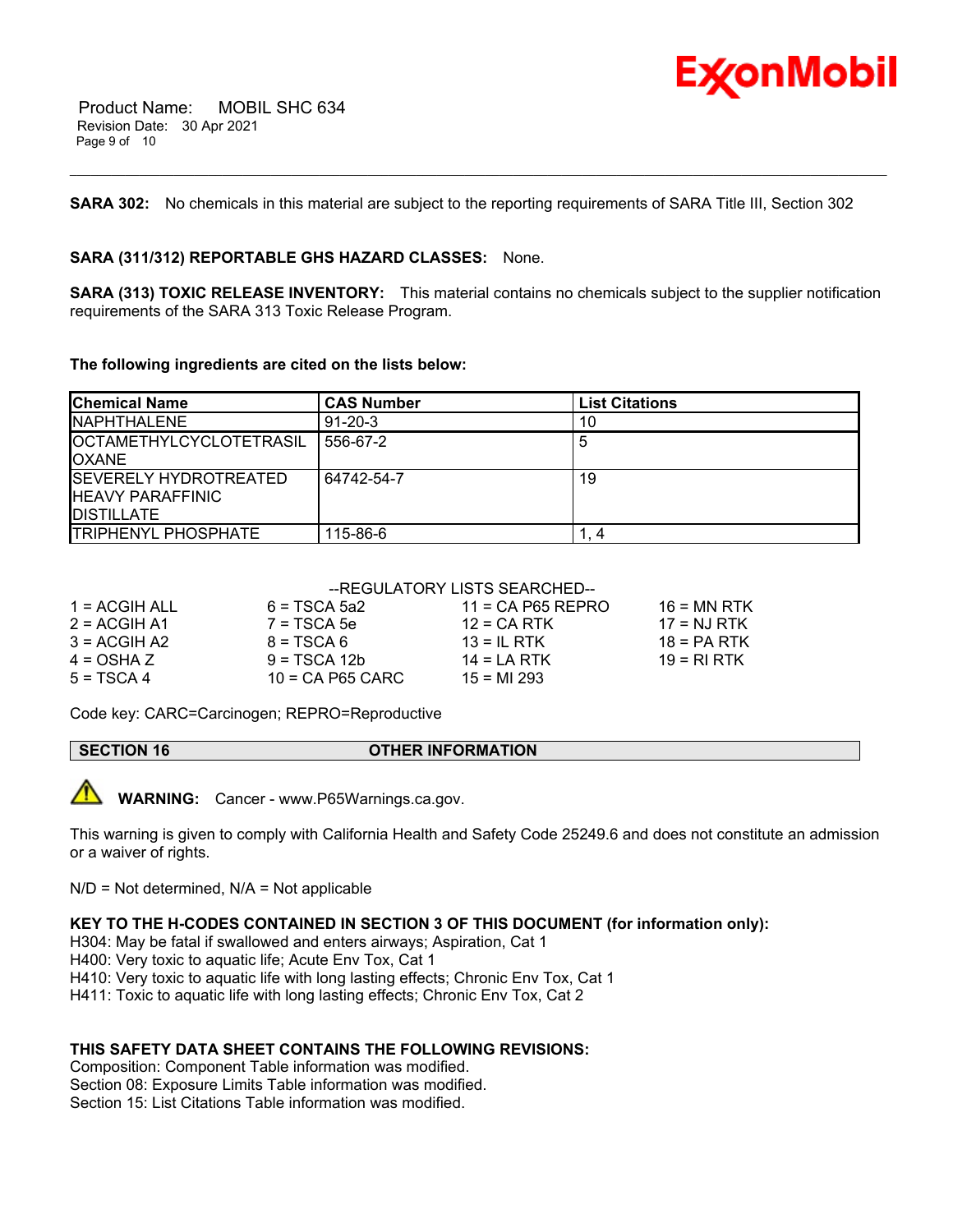**SARA 302:** No chemicals in this material are subject to the reporting requirements of SARA Title III, Section 302

**SARA (311/312) REPORTABLE GHS HAZARD CLASSES:** None.

**SARA (313) TOXIC RELEASE INVENTORY:** This material contains no chemicals subject to the supplier notification requirements of the SARA 313 Toxic Release Program.

**The following ingredients are cited on the lists below:**

| Chemical Name | CAS Number | List Citations |
|---|---|---|
| NAPHTHALENE | 91-20-3 | 10 |
| OCTAMETHYLCYCLOTETRASILOXANE | 556-67-2 | 5 |
| SEVERELY HYDROTREATED HEAVY PARAFFINIC DISTILLATE | 64742-54-7 | 19 |
| TRIPHENYL PHOSPHATE | 115-86-6 | 1, 4 |

--REGULATORY LISTS SEARCHED--

| | | | |
|---|---|---|---|
| 1 = ACGIH ALL | 6 = TSCA 5a2 | 11 = CA P65 REPRO | 16 = MN RTK |
| 2 = ACGIH A1 | 7 = TSCA 5e | 12 = CA RTK | 17 = NJ RTK |
| 3 = ACGIH A2 | 8 = TSCA 6 | 13 = IL RTK | 18 = PA RTK |
| 4 = OSHA Z | 9 = TSCA 12b | 14 = LA RTK | 19 = RI RTK |
| 5 = TSCA 4 | 10 = CA P65 CARC | 15 = MI 293 | |

Code key: CARC=Carcinogen; REPRO=Reproductive

## SECTION 16 OTHER INFORMATION

⚠ **WARNING:** Cancer - www.P65Warnings.ca.gov.

This warning is given to comply with California Health and Safety Code 25249.6 and does not constitute an admission or a waiver of rights.

N/D = Not determined, N/A = Not applicable

**KEY TO THE H-CODES CONTAINED IN SECTION 3 OF THIS DOCUMENT (for information only):**

H304: May be fatal if swallowed and enters airways; Aspiration, Cat 1
H400: Very toxic to aquatic life; Acute Env Tox, Cat 1
H410: Very toxic to aquatic life with long lasting effects; Chronic Env Tox, Cat 1
H411: Toxic to aquatic life with long lasting effects; Chronic Env Tox, Cat 2

**THIS SAFETY DATA SHEET CONTAINS THE FOLLOWING REVISIONS:**

Composition: Component Table information was modified.
Section 08: Exposure Limits Table information was modified.
Section 15: List Citations Table information was modified.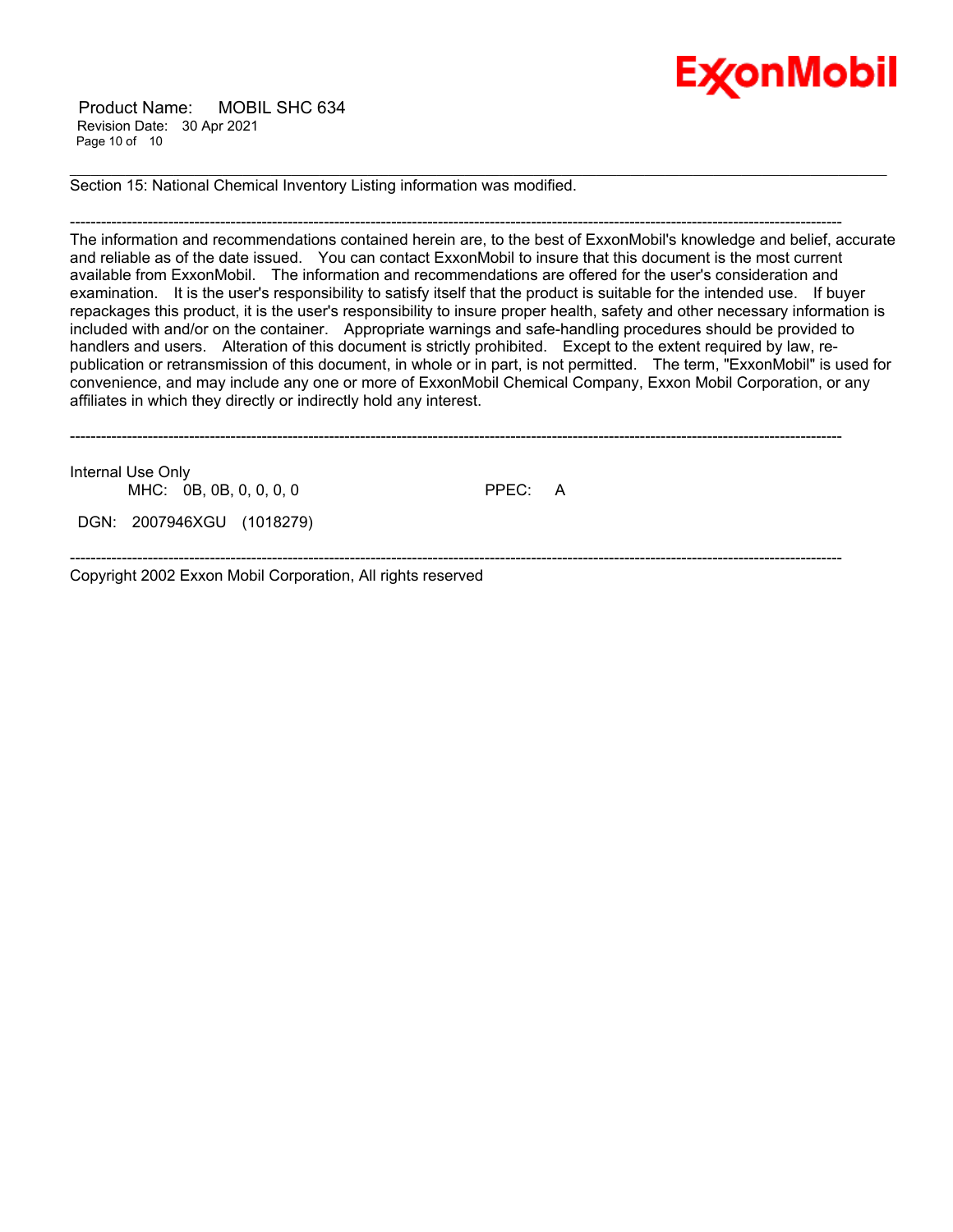Section 15: National Chemical Inventory Listing information was modified.

-----------------------------------------------------------------------------------------------------------------------------------------------

The information and recommendations contained herein are, to the best of ExxonMobil's knowledge and belief, accurate and reliable as of the date issued. You can contact ExxonMobil to insure that this document is the most current available from ExxonMobil. The information and recommendations are offered for the user's consideration and examination. It is the user's responsibility to satisfy itself that the product is suitable for the intended use. If buyer repackages this product, it is the user's responsibility to insure proper health, safety and other necessary information is included with and/or on the container. Appropriate warnings and safe-handling procedures should be provided to handlers and users. Alteration of this document is strictly prohibited. Except to the extent required by law, re-publication or retransmission of this document, in whole or in part, is not permitted. The term, "ExxonMobil" is used for convenience, and may include any one or more of ExxonMobil Chemical Company, Exxon Mobil Corporation, or any affiliates in which they directly or indirectly hold any interest.

-----------------------------------------------------------------------------------------------------------------------------------------------

Internal Use Only

MHC: 0B, 0B, 0, 0, 0, 0 PPEC: A

DGN: 2007946XGU (1018279)

-----------------------------------------------------------------------------------------------------------------------------------------------

Copyright 2002 Exxon Mobil Corporation, All rights reserved